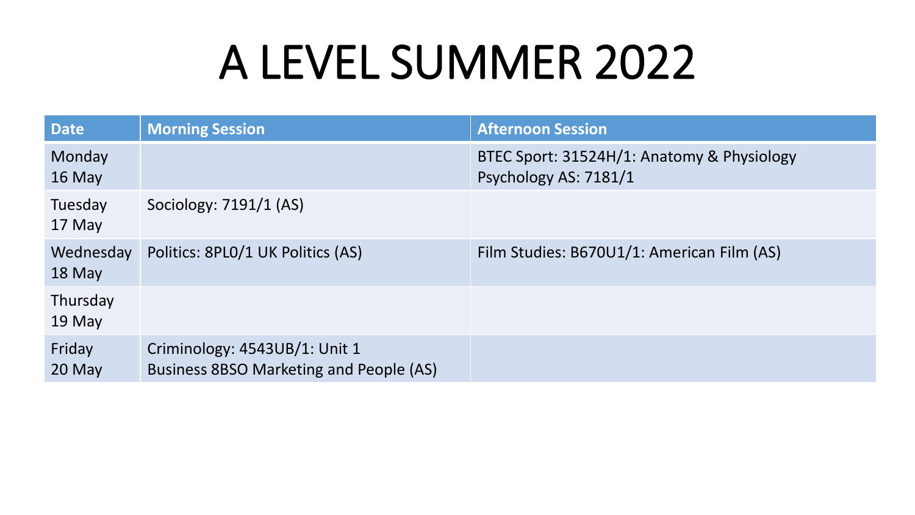# A LEVEL SUMMER 2022

| Date | Morning Session | Afternoon Session |
| --- | --- | --- |
| Monday 16 May | | BTEC Sport: 31524H/1: Anatomy & Physiology<br>Psychology AS: 7181/1 |
| Tuesday 17 May | Sociology: 7191/1 (AS) | |
| Wednesday 18 May | Politics: 8PL0/1 UK Politics (AS) | Film Studies: B670U1/1: American Film (AS) |
| Thursday 19 May | | |
| Friday 20 May | Criminology: 4543UB/1: Unit 1<br>Business 8BSO Marketing and People (AS) | |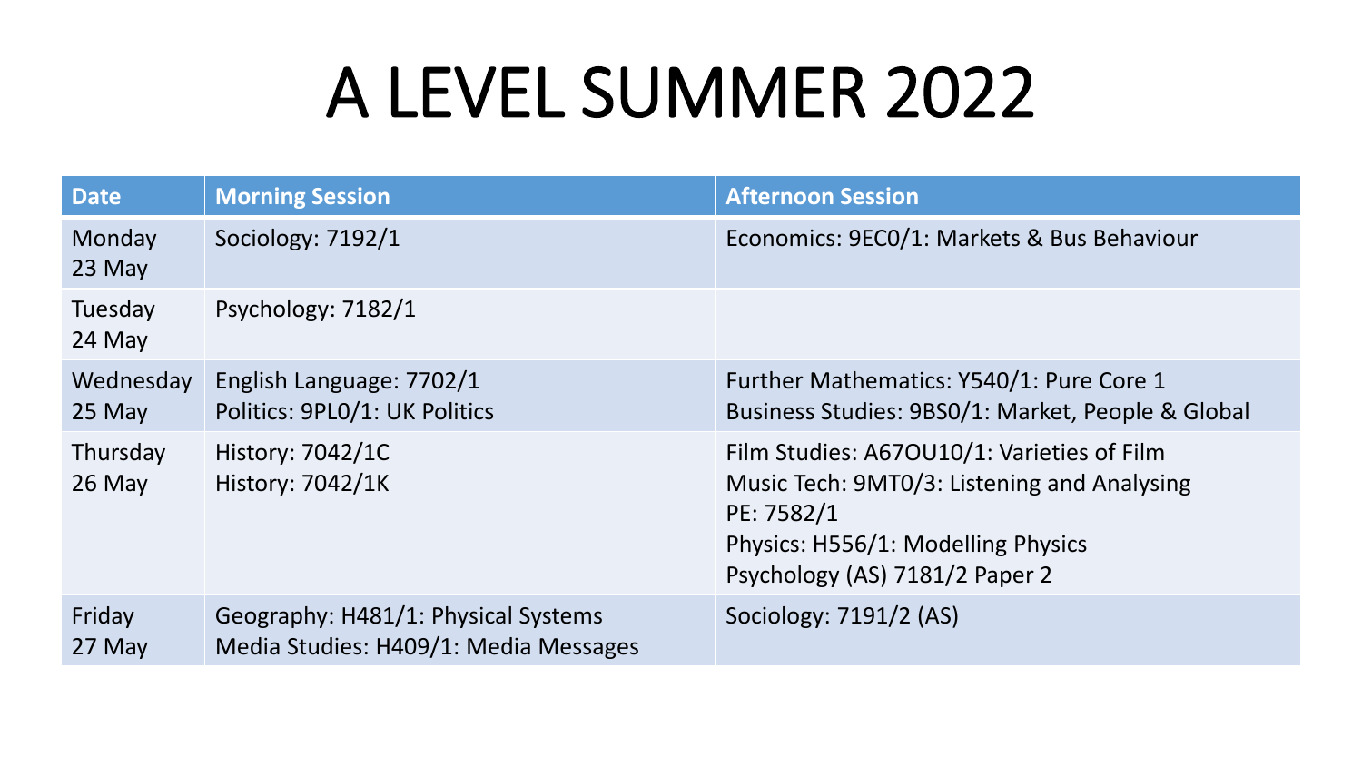# A LEVEL SUMMER 2022

| Date | Morning Session | Afternoon Session |
| --- | --- | --- |
| Monday 23 May | Sociology: 7192/1 | Economics: 9EC0/1: Markets & Bus Behaviour |
| Tuesday 24 May | Psychology: 7182/1 | |
| Wednesday 25 May | English Language: 7702/1<br>Politics: 9PL0/1: UK Politics | Further Mathematics: Y540/1: Pure Core 1<br>Business Studies: 9BS0/1: Market, People & Global |
| Thursday 26 May | History: 7042/1C<br>History: 7042/1K | Film Studies: A67OU10/1: Varieties of Film<br>Music Tech: 9MT0/3: Listening and Analysing<br>PE: 7582/1<br>Physics: H556/1: Modelling Physics<br>Psychology (AS) 7181/2 Paper 2 |
| Friday 27 May | Geography: H481/1: Physical Systems<br>Media Studies: H409/1: Media Messages | Sociology: 7191/2 (AS) |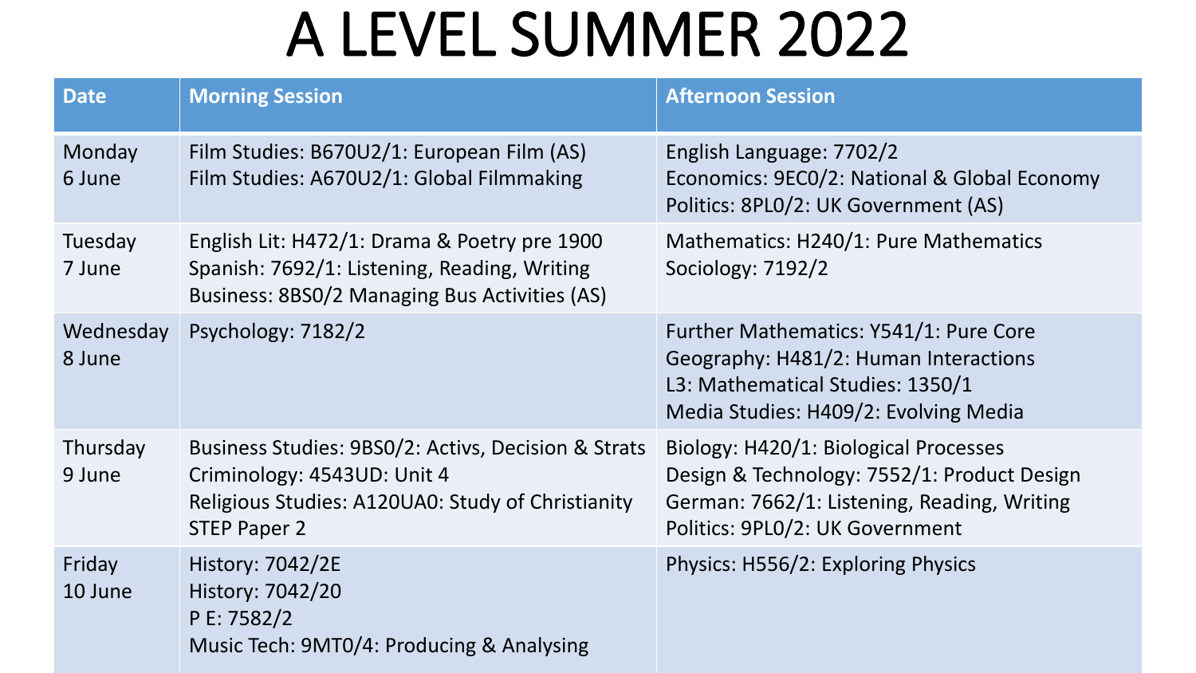# A LEVEL SUMMER 2022

| Date | Morning Session | Afternoon Session |
|---|---|---|
| Monday 6 June | Film Studies: B670U2/1: European Film (AS)<br>Film Studies: A670U2/1: Global Filmmaking | English Language: 7702/2<br>Economics: 9EC0/2: National & Global Economy<br>Politics: 8PL0/2: UK Government (AS) |
| Tuesday 7 June | English Lit: H472/1: Drama & Poetry pre 1900<br>Spanish: 7692/1: Listening, Reading, Writing<br>Business: 8BS0/2 Managing Bus Activities (AS) | Mathematics: H240/1: Pure Mathematics<br>Sociology: 7192/2 |
| Wednesday 8 June | Psychology: 7182/2 | Further Mathematics: Y541/1: Pure Core<br>Geography: H481/2: Human Interactions<br>L3: Mathematical Studies: 1350/1<br>Media Studies: H409/2: Evolving Media |
| Thursday 9 June | Business Studies: 9BS0/2: Activs, Decision & Strats<br>Criminology: 4543UD: Unit 4<br>Religious Studies: A120UA0: Study of Christianity<br>STEP Paper 2 | Biology: H420/1: Biological Processes<br>Design & Technology: 7552/1: Product Design<br>German: 7662/1: Listening, Reading, Writing<br>Politics: 9PL0/2: UK Government |
| Friday 10 June | History: 7042/2E<br>History: 7042/20<br>P E: 7582/2<br>Music Tech: 9MT0/4: Producing & Analysing | Physics: H556/2: Exploring Physics |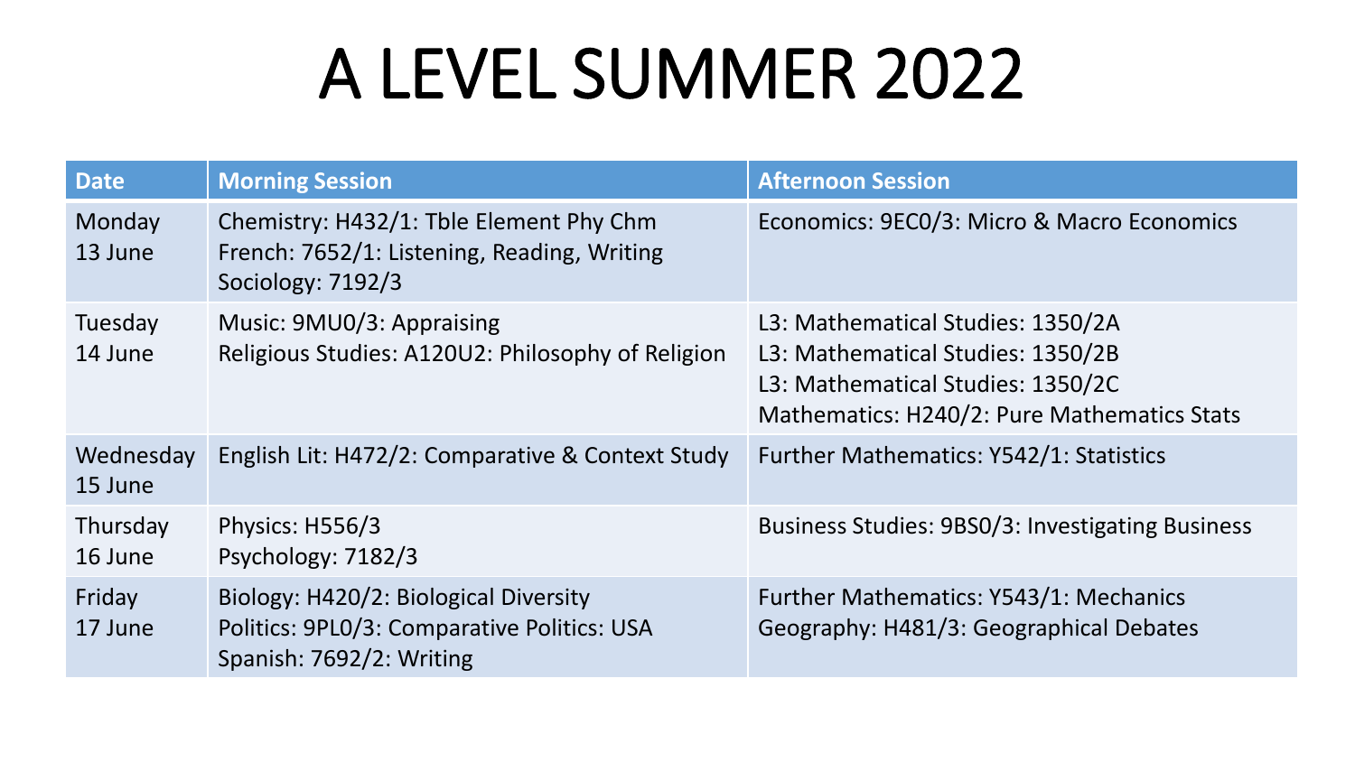# A LEVEL SUMMER 2022

| Date | Morning Session | Afternoon Session |
|---|---|---|
| Monday 13 June | Chemistry: H432/1: Tble Element Phy Chm<br>French: 7652/1: Listening, Reading, Writing<br>Sociology: 7192/3 | Economics: 9EC0/3: Micro & Macro Economics |
| Tuesday 14 June | Music: 9MU0/3: Appraising<br>Religious Studies: A120U2: Philosophy of Religion | L3: Mathematical Studies: 1350/2A<br>L3: Mathematical Studies: 1350/2B<br>L3: Mathematical Studies: 1350/2C<br>Mathematics: H240/2: Pure Mathematics Stats |
| Wednesday 15 June | English Lit: H472/2: Comparative & Context Study | Further Mathematics: Y542/1: Statistics |
| Thursday 16 June | Physics: H556/3<br>Psychology: 7182/3 | Business Studies: 9BS0/3: Investigating Business |
| Friday 17 June | Biology: H420/2: Biological Diversity<br>Politics: 9PL0/3: Comparative Politics: USA<br>Spanish: 7692/2: Writing | Further Mathematics: Y543/1: Mechanics<br>Geography: H481/3: Geographical Debates |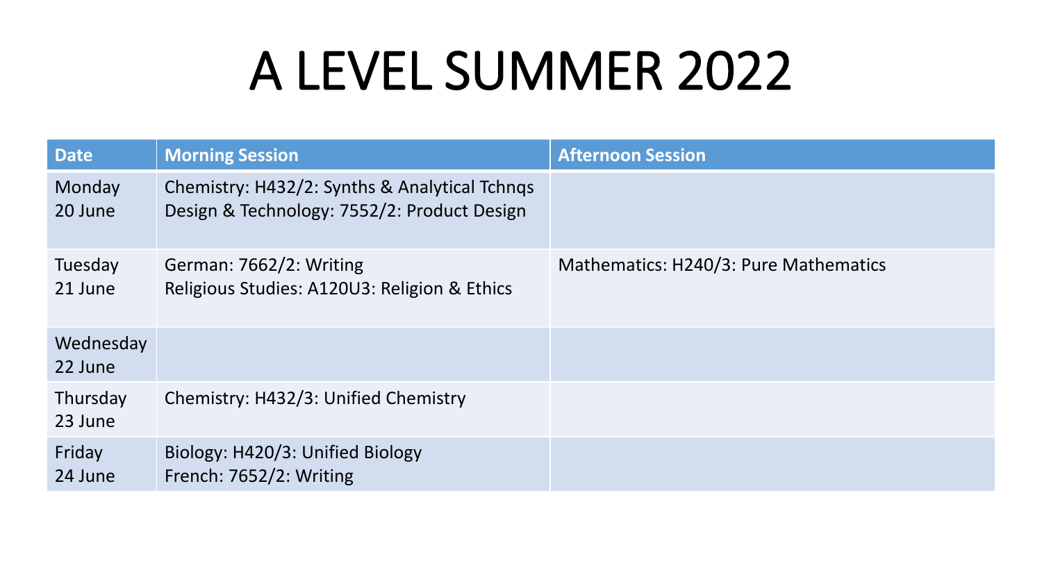# A LEVEL SUMMER 2022

| Date | Morning Session | Afternoon Session |
| --- | --- | --- |
| Monday 20 June | Chemistry: H432/2: Synths & Analytical Tchnqs<br>Design & Technology: 7552/2: Product Design | |
| Tuesday 21 June | German: 7662/2: Writing<br>Religious Studies: A120U3: Religion & Ethics | Mathematics: H240/3: Pure Mathematics |
| Wednesday 22 June | | |
| Thursday 23 June | Chemistry: H432/3: Unified Chemistry | |
| Friday 24 June | Biology: H420/3: Unified Biology<br>French: 7652/2: Writing | |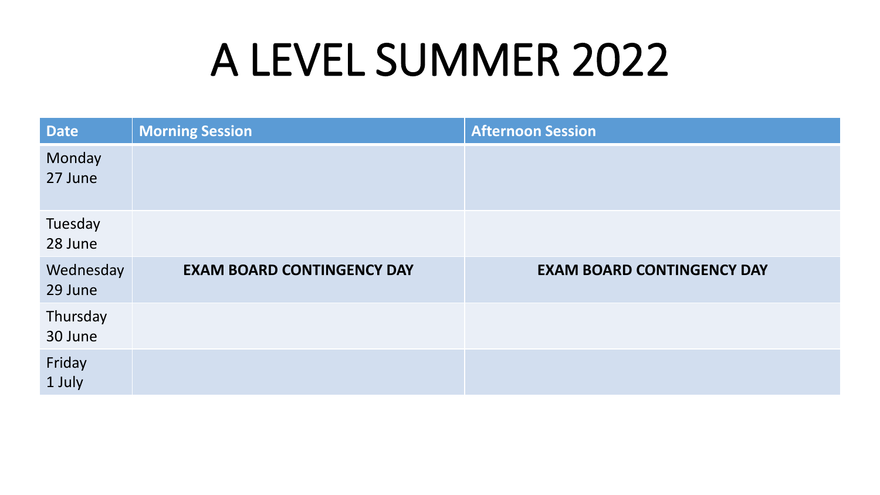# A LEVEL SUMMER 2022

| Date | Morning Session | Afternoon Session |
|---|---|---|
| Monday 27 June | | |
| Tuesday 28 June | | |
| Wednesday 29 June | **EXAM BOARD CONTINGENCY DAY** | **EXAM BOARD CONTINGENCY DAY** |
| Thursday 30 June | | |
| Friday 1 July | | |